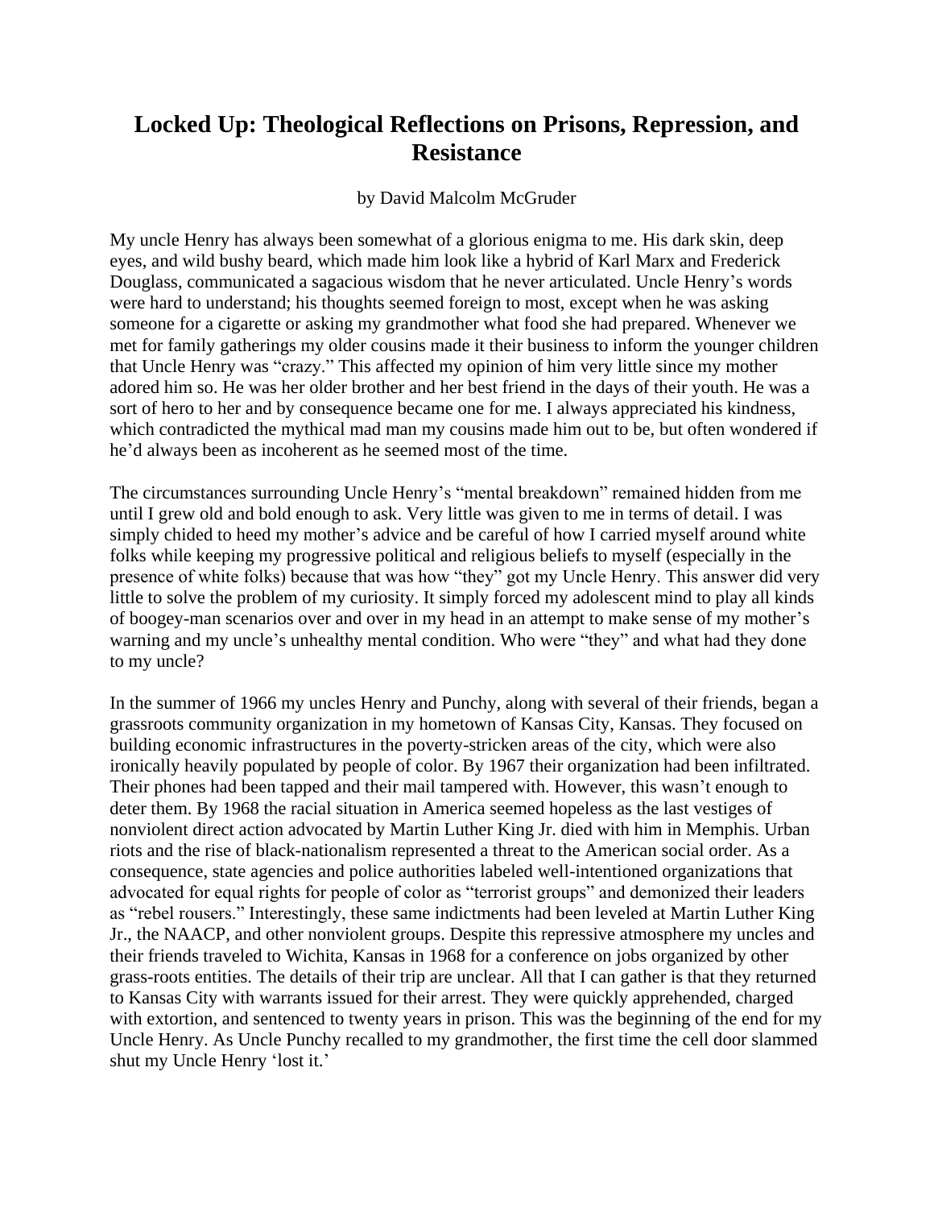# Locked Up: Theological Reflections on Prisons, Repression, and Resistance

by David Malcolm McGruder

My uncle Henry has always been somewhat of a glorious enigma to me. His dark skin, deep eyes, and wild bushy beard, which made him look like a hybrid of Karl Marx and Frederick Douglass, communicated a sagacious wisdom that he never articulated. Uncle Henry's words were hard to understand; his thoughts seemed foreign to most, except when he was asking someone for a cigarette or asking my grandmother what food she had prepared. Whenever we met for family gatherings my older cousins made it their business to inform the younger children that Uncle Henry was "crazy." This affected my opinion of him very little since my mother adored him so. He was her older brother and her best friend in the days of their youth. He was a sort of hero to her and by consequence became one for me. I always appreciated his kindness, which contradicted the mythical mad man my cousins made him out to be, but often wondered if he'd always been as incoherent as he seemed most of the time.

The circumstances surrounding Uncle Henry's "mental breakdown" remained hidden from me until I grew old and bold enough to ask. Very little was given to me in terms of detail. I was simply chided to heed my mother's advice and be careful of how I carried myself around white folks while keeping my progressive political and religious beliefs to myself (especially in the presence of white folks) because that was how "they" got my Uncle Henry. This answer did very little to solve the problem of my curiosity. It simply forced my adolescent mind to play all kinds of boogey-man scenarios over and over in my head in an attempt to make sense of my mother's warning and my uncle's unhealthy mental condition. Who were "they" and what had they done to my uncle?

In the summer of 1966 my uncles Henry and Punchy, along with several of their friends, began a grassroots community organization in my hometown of Kansas City, Kansas. They focused on building economic infrastructures in the poverty-stricken areas of the city, which were also ironically heavily populated by people of color. By 1967 their organization had been infiltrated. Their phones had been tapped and their mail tampered with. However, this wasn't enough to deter them. By 1968 the racial situation in America seemed hopeless as the last vestiges of nonviolent direct action advocated by Martin Luther King Jr. died with him in Memphis. Urban riots and the rise of black-nationalism represented a threat to the American social order. As a consequence, state agencies and police authorities labeled well-intentioned organizations that advocated for equal rights for people of color as "terrorist groups" and demonized their leaders as "rebel rousers." Interestingly, these same indictments had been leveled at Martin Luther King Jr., the NAACP, and other nonviolent groups. Despite this repressive atmosphere my uncles and their friends traveled to Wichita, Kansas in 1968 for a conference on jobs organized by other grass-roots entities. The details of their trip are unclear. All that I can gather is that they returned to Kansas City with warrants issued for their arrest. They were quickly apprehended, charged with extortion, and sentenced to twenty years in prison. This was the beginning of the end for my Uncle Henry. As Uncle Punchy recalled to my grandmother, the first time the cell door slammed shut my Uncle Henry 'lost it.'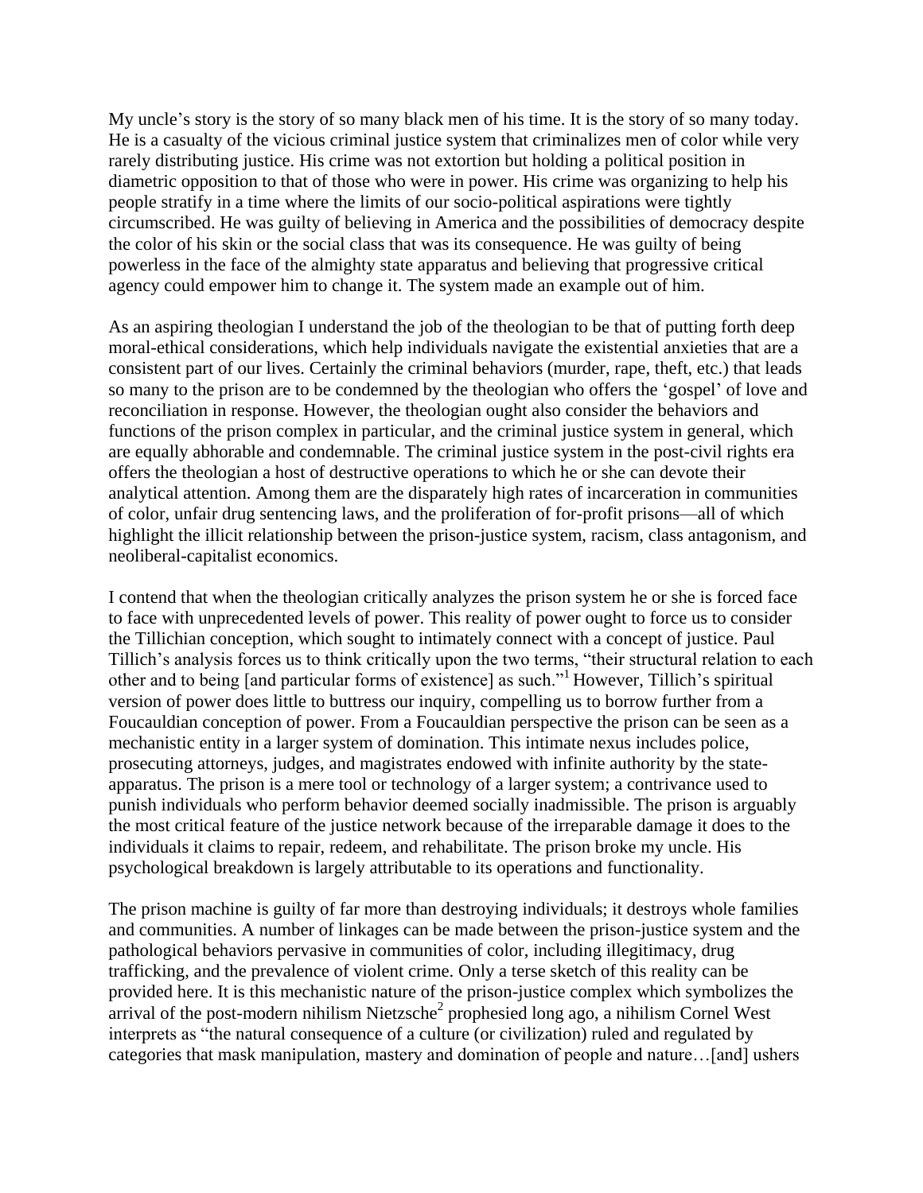My uncle's story is the story of so many black men of his time. It is the story of so many today. He is a casualty of the vicious criminal justice system that criminalizes men of color while very rarely distributing justice. His crime was not extortion but holding a political position in diametric opposition to that of those who were in power. His crime was organizing to help his people stratify in a time where the limits of our socio-political aspirations were tightly circumscribed. He was guilty of believing in America and the possibilities of democracy despite the color of his skin or the social class that was its consequence. He was guilty of being powerless in the face of the almighty state apparatus and believing that progressive critical agency could empower him to change it. The system made an example out of him.

As an aspiring theologian I understand the job of the theologian to be that of putting forth deep moral-ethical considerations, which help individuals navigate the existential anxieties that are a consistent part of our lives. Certainly the criminal behaviors (murder, rape, theft, etc.) that leads so many to the prison are to be condemned by the theologian who offers the 'gospel' of love and reconciliation in response. However, the theologian ought also consider the behaviors and functions of the prison complex in particular, and the criminal justice system in general, which are equally abhorable and condemnable. The criminal justice system in the post-civil rights era offers the theologian a host of destructive operations to which he or she can devote their analytical attention. Among them are the disparately high rates of incarceration in communities of color, unfair drug sentencing laws, and the proliferation of for-profit prisons—all of which highlight the illicit relationship between the prison-justice system, racism, class antagonism, and neoliberal-capitalist economics.

I contend that when the theologian critically analyzes the prison system he or she is forced face to face with unprecedented levels of power. This reality of power ought to force us to consider the Tillichian conception, which sought to intimately connect with a concept of justice. Paul Tillich's analysis forces us to think critically upon the two terms, "their structural relation to each other and to being [and particular forms of existence] as such."[1] However, Tillich's spiritual version of power does little to buttress our inquiry, compelling us to borrow further from a Foucauldian conception of power. From a Foucauldian perspective the prison can be seen as a mechanistic entity in a larger system of domination. This intimate nexus includes police, prosecuting attorneys, judges, and magistrates endowed with infinite authority by the state-apparatus. The prison is a mere tool or technology of a larger system; a contrivance used to punish individuals who perform behavior deemed socially inadmissible. The prison is arguably the most critical feature of the justice network because of the irreparable damage it does to the individuals it claims to repair, redeem, and rehabilitate. The prison broke my uncle. His psychological breakdown is largely attributable to its operations and functionality.

The prison machine is guilty of far more than destroying individuals; it destroys whole families and communities. A number of linkages can be made between the prison-justice system and the pathological behaviors pervasive in communities of color, including illegitimacy, drug trafficking, and the prevalence of violent crime. Only a terse sketch of this reality can be provided here. It is this mechanistic nature of the prison-justice complex which symbolizes the arrival of the post-modern nihilism Nietzsche[2] prophesied long ago, a nihilism Cornel West interprets as "the natural consequence of a culture (or civilization) ruled and regulated by categories that mask manipulation, mastery and domination of people and nature…[and] ushers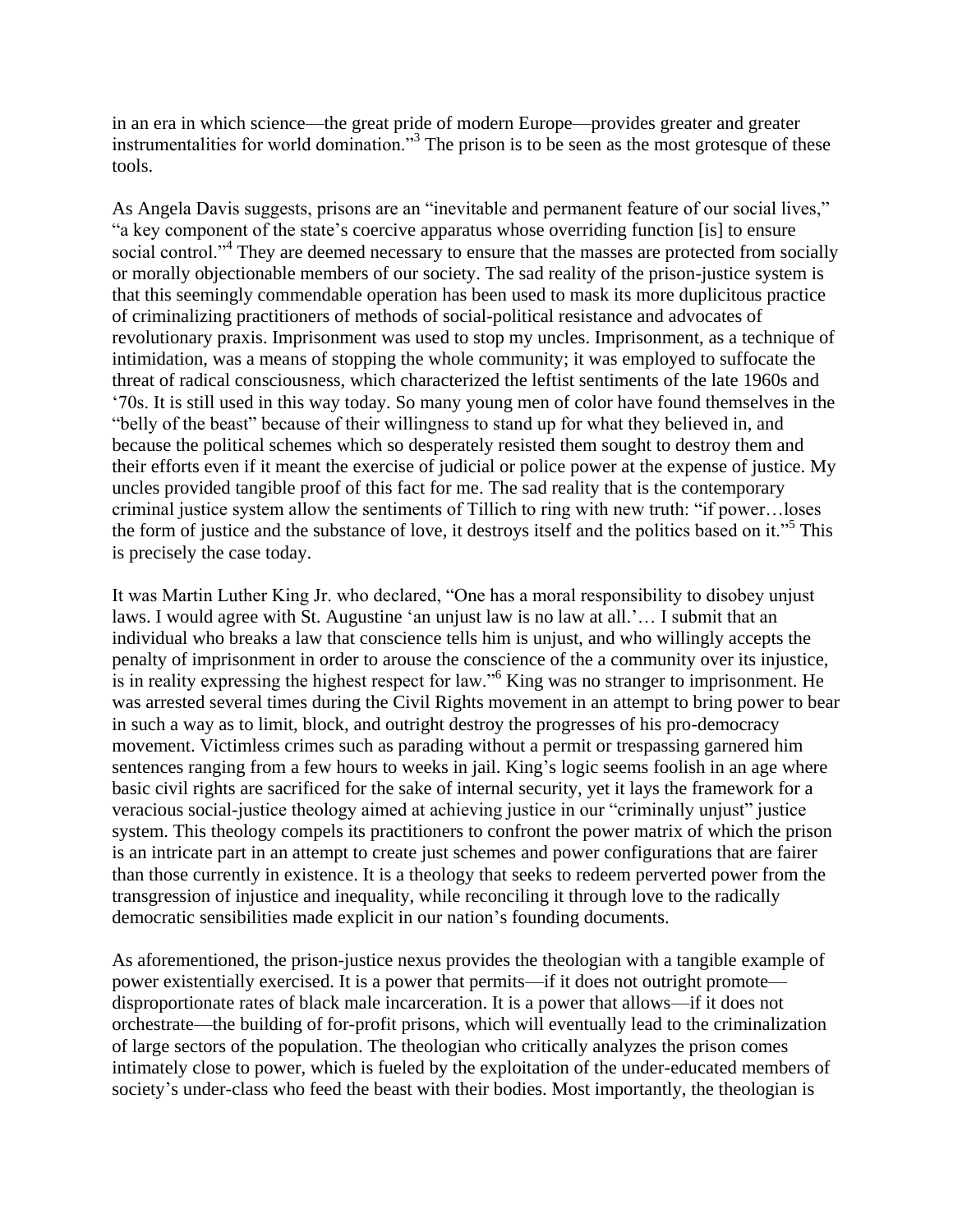in an era in which science—the great pride of modern Europe—provides greater and greater instrumentalities for world domination."[3] The prison is to be seen as the most grotesque of these tools.

As Angela Davis suggests, prisons are an "inevitable and permanent feature of our social lives," "a key component of the state's coercive apparatus whose overriding function [is] to ensure social control."[4] They are deemed necessary to ensure that the masses are protected from socially or morally objectionable members of our society. The sad reality of the prison-justice system is that this seemingly commendable operation has been used to mask its more duplicitous practice of criminalizing practitioners of methods of social-political resistance and advocates of revolutionary praxis. Imprisonment was used to stop my uncles. Imprisonment, as a technique of intimidation, was a means of stopping the whole community; it was employed to suffocate the threat of radical consciousness, which characterized the leftist sentiments of the late 1960s and '70s. It is still used in this way today. So many young men of color have found themselves in the "belly of the beast" because of their willingness to stand up for what they believed in, and because the political schemes which so desperately resisted them sought to destroy them and their efforts even if it meant the exercise of judicial or police power at the expense of justice. My uncles provided tangible proof of this fact for me. The sad reality that is the contemporary criminal justice system allow the sentiments of Tillich to ring with new truth: "if power…loses the form of justice and the substance of love, it destroys itself and the politics based on it."[5] This is precisely the case today.

It was Martin Luther King Jr. who declared, "One has a moral responsibility to disobey unjust laws. I would agree with St. Augustine 'an unjust law is no law at all.'… I submit that an individual who breaks a law that conscience tells him is unjust, and who willingly accepts the penalty of imprisonment in order to arouse the conscience of the a community over its injustice, is in reality expressing the highest respect for law."[6] King was no stranger to imprisonment. He was arrested several times during the Civil Rights movement in an attempt to bring power to bear in such a way as to limit, block, and outright destroy the progresses of his pro-democracy movement. Victimless crimes such as parading without a permit or trespassing garnered him sentences ranging from a few hours to weeks in jail. King's logic seems foolish in an age where basic civil rights are sacrificed for the sake of internal security, yet it lays the framework for a veracious social-justice theology aimed at achieving justice in our "criminally unjust" justice system. This theology compels its practitioners to confront the power matrix of which the prison is an intricate part in an attempt to create just schemes and power configurations that are fairer than those currently in existence. It is a theology that seeks to redeem perverted power from the transgression of injustice and inequality, while reconciling it through love to the radically democratic sensibilities made explicit in our nation's founding documents.

As aforementioned, the prison-justice nexus provides the theologian with a tangible example of power existentially exercised. It is a power that permits—if it does not outright promote—disproportionate rates of black male incarceration. It is a power that allows—if it does not orchestrate—the building of for-profit prisons, which will eventually lead to the criminalization of large sectors of the population. The theologian who critically analyzes the prison comes intimately close to power, which is fueled by the exploitation of the under-educated members of society's under-class who feed the beast with their bodies. Most importantly, the theologian is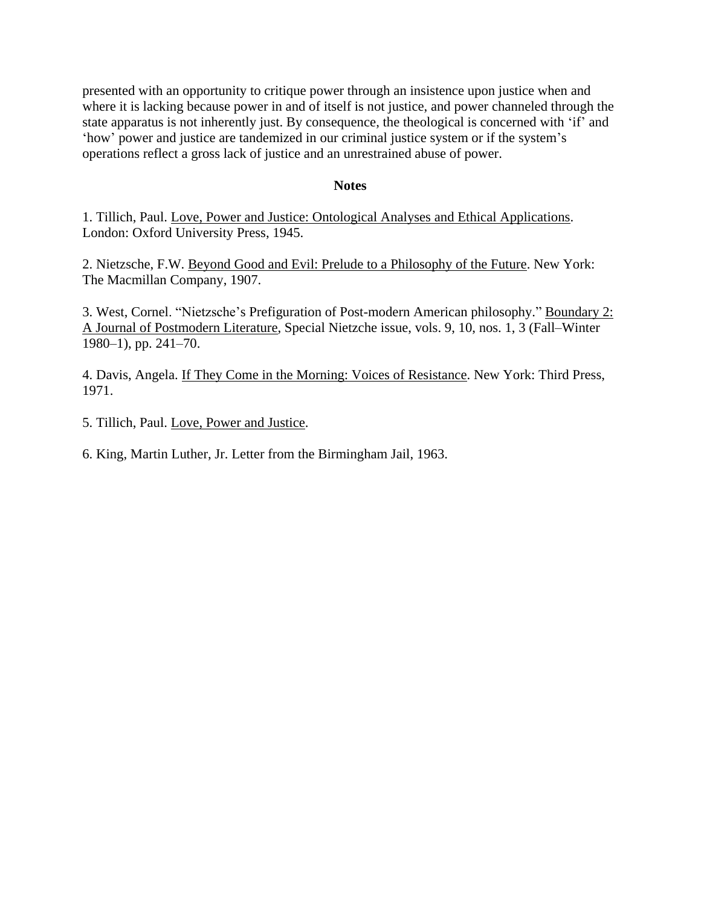presented with an opportunity to critique power through an insistence upon justice when and where it is lacking because power in and of itself is not justice, and power channeled through the state apparatus is not inherently just. By consequence, the theological is concerned with 'if' and 'how' power and justice are tandemized in our criminal justice system or if the system's operations reflect a gross lack of justice and an unrestrained abuse of power.

## Notes

1. Tillich, Paul. Love, Power and Justice: Ontological Analyses and Ethical Applications. London: Oxford University Press, 1945.

2. Nietzsche, F.W. Beyond Good and Evil: Prelude to a Philosophy of the Future. New York: The Macmillan Company, 1907.

3. West, Cornel. "Nietzsche's Prefiguration of Post-modern American philosophy." Boundary 2: A Journal of Postmodern Literature, Special Nietzche issue, vols. 9, 10, nos. 1, 3 (Fall–Winter 1980–1), pp. 241–70.

4. Davis, Angela. If They Come in the Morning: Voices of Resistance. New York: Third Press, 1971.

5. Tillich, Paul. Love, Power and Justice.

6. King, Martin Luther, Jr. Letter from the Birmingham Jail, 1963.